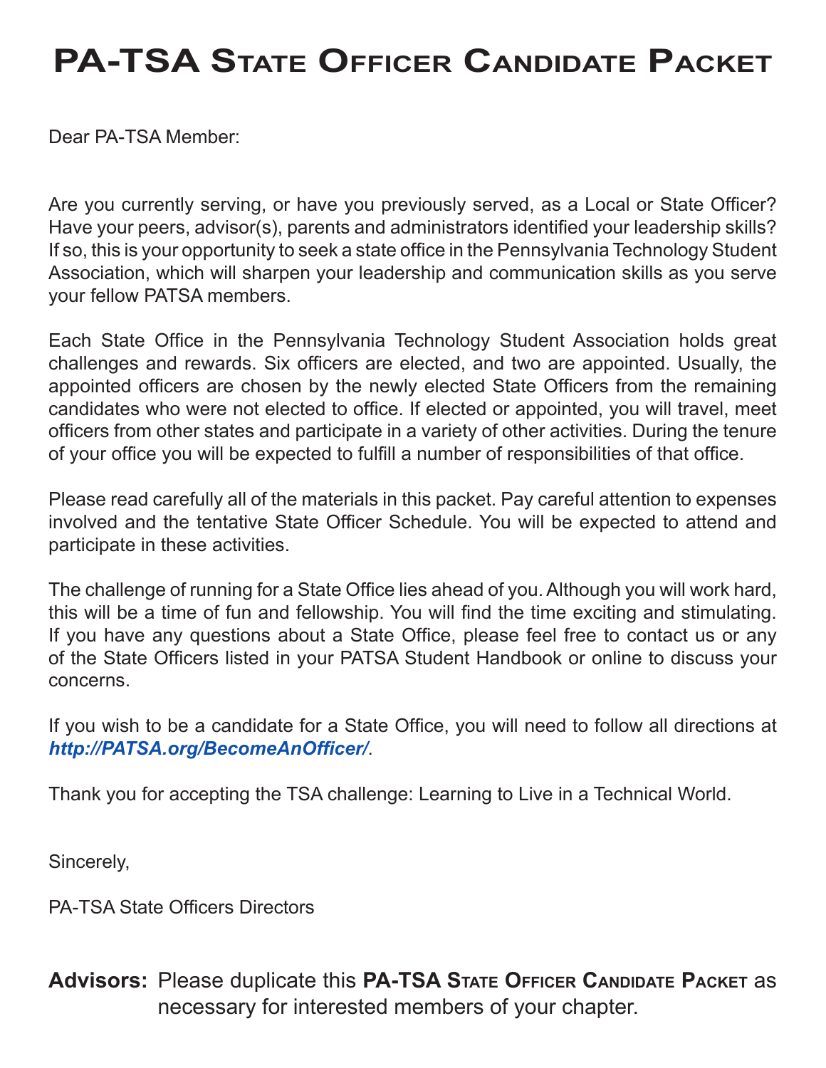# PA-TSA State Officer Candidate Packet

Dear PA-TSA Member:

Are you currently serving, or have you previously served, as a Local or State Officer? Have your peers, advisor(s), parents and administrators identified your leadership skills? If so, this is your opportunity to seek a state office in the Pennsylvania Technology Student Association, which will sharpen your leadership and communication skills as you serve your fellow PATSA members.

Each State Office in the Pennsylvania Technology Student Association holds great challenges and rewards. Six officers are elected, and two are appointed. Usually, the appointed officers are chosen by the newly elected State Officers from the remaining candidates who were not elected to office. If elected or appointed, you will travel, meet officers from other states and participate in a variety of other activities. During the tenure of your office you will be expected to fulfill a number of responsibilities of that office.

Please read carefully all of the materials in this packet. Pay careful attention to expenses involved and the tentative State Officer Schedule. You will be expected to attend and participate in these activities.

The challenge of running for a State Office lies ahead of you. Although you will work hard, this will be a time of fun and fellowship. You will find the time exciting and stimulating. If you have any questions about a State Office, please feel free to contact us or any of the State Officers listed in your PATSA Student Handbook or online to discuss your concerns.

If you wish to be a candidate for a State Office, you will need to follow all directions at ***http://PATSA.org/BecomeAnOfficer/***.

Thank you for accepting the TSA challenge: Learning to Live in a Technical World.

Sincerely,

PA-TSA State Officers Directors

**Advisors:** Please duplicate this **PA-TSA State Officer Candidate Packet** as necessary for interested members of your chapter.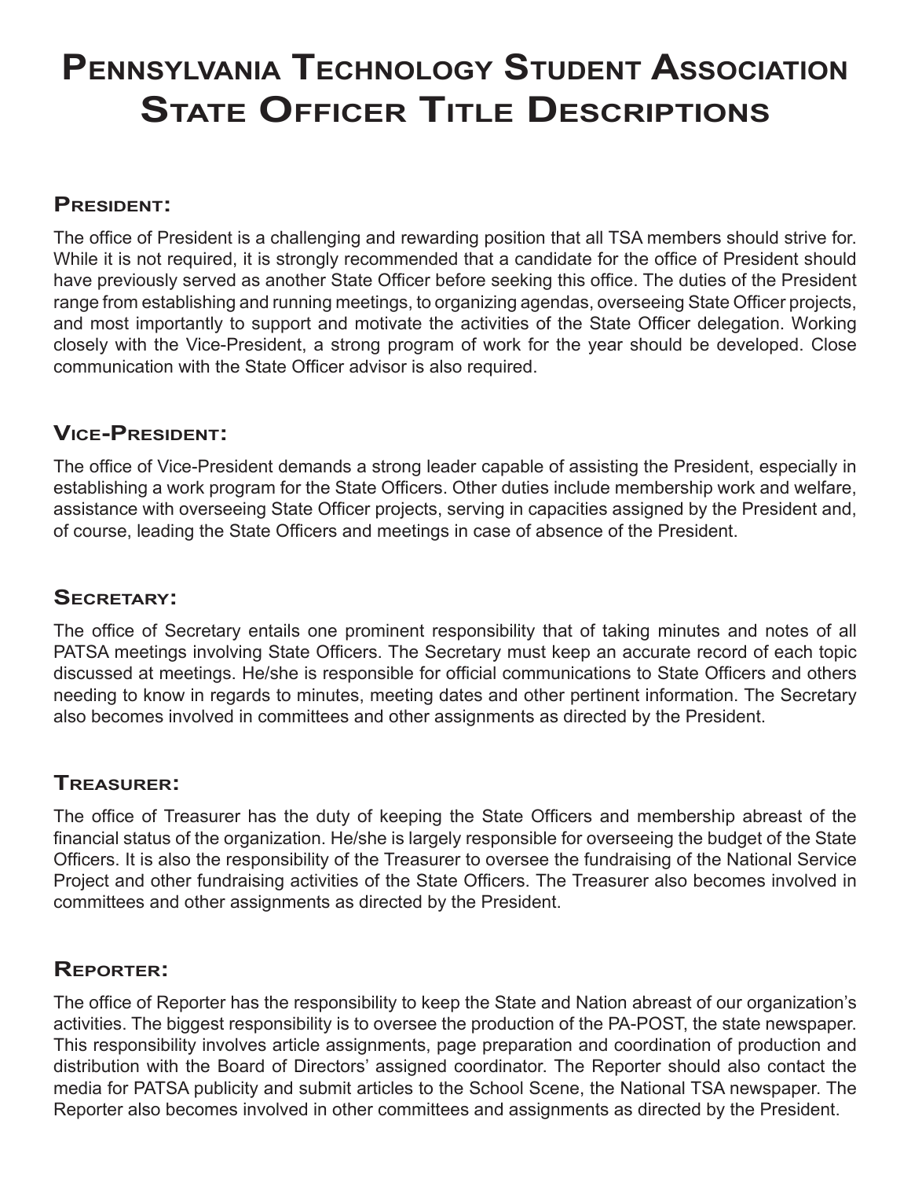# Pennsylvania Technology Student Association State Officer Title Descriptions

## President:

The office of President is a challenging and rewarding position that all TSA members should strive for. While it is not required, it is strongly recommended that a candidate for the office of President should have previously served as another State Officer before seeking this office. The duties of the President range from establishing and running meetings, to organizing agendas, overseeing State Officer projects, and most importantly to support and motivate the activities of the State Officer delegation. Working closely with the Vice-President, a strong program of work for the year should be developed. Close communication with the State Officer advisor is also required.

## Vice-President:

The office of Vice-President demands a strong leader capable of assisting the President, especially in establishing a work program for the State Officers. Other duties include membership work and welfare, assistance with overseeing State Officer projects, serving in capacities assigned by the President and, of course, leading the State Officers and meetings in case of absence of the President.

## Secretary:

The office of Secretary entails one prominent responsibility that of taking minutes and notes of all PATSA meetings involving State Officers. The Secretary must keep an accurate record of each topic discussed at meetings. He/she is responsible for official communications to State Officers and others needing to know in regards to minutes, meeting dates and other pertinent information. The Secretary also becomes involved in committees and other assignments as directed by the President.

## Treasurer:

The office of Treasurer has the duty of keeping the State Officers and membership abreast of the financial status of the organization. He/she is largely responsible for overseeing the budget of the State Officers. It is also the responsibility of the Treasurer to oversee the fundraising of the National Service Project and other fundraising activities of the State Officers. The Treasurer also becomes involved in committees and other assignments as directed by the President.

## Reporter:

The office of Reporter has the responsibility to keep the State and Nation abreast of our organization's activities. The biggest responsibility is to oversee the production of the PA-POST, the state newspaper. This responsibility involves article assignments, page preparation and coordination of production and distribution with the Board of Directors' assigned coordinator. The Reporter should also contact the media for PATSA publicity and submit articles to the School Scene, the National TSA newspaper. The Reporter also becomes involved in other committees and assignments as directed by the President.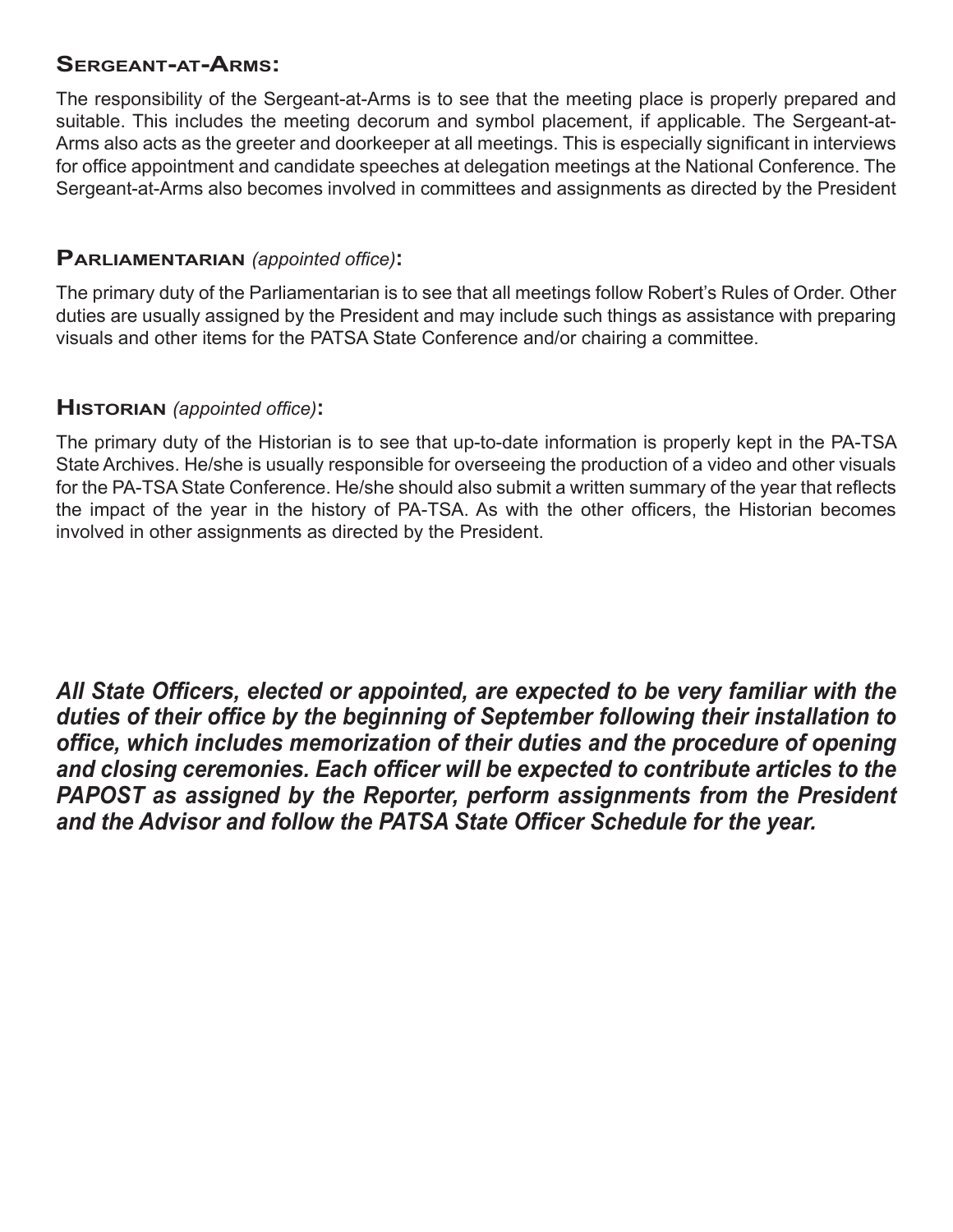## Sergeant-at-Arms:

The responsibility of the Sergeant-at-Arms is to see that the meeting place is properly prepared and suitable. This includes the meeting decorum and symbol placement, if applicable. The Sergeant-at-Arms also acts as the greeter and doorkeeper at all meetings. This is especially significant in interviews for office appointment and candidate speeches at delegation meetings at the National Conference. The Sergeant-at-Arms also becomes involved in committees and assignments as directed by the President

## Parliamentarian *(appointed office)*:

The primary duty of the Parliamentarian is to see that all meetings follow Robert's Rules of Order. Other duties are usually assigned by the President and may include such things as assistance with preparing visuals and other items for the PATSA State Conference and/or chairing a committee.

## Historian *(appointed office)*:

The primary duty of the Historian is to see that up-to-date information is properly kept in the PA-TSA State Archives. He/she is usually responsible for overseeing the production of a video and other visuals for the PA-TSA State Conference. He/she should also submit a written summary of the year that reflects the impact of the year in the history of PA-TSA. As with the other officers, the Historian becomes involved in other assignments as directed by the President.

***All State Officers, elected or appointed, are expected to be very familiar with the duties of their office by the beginning of September following their installation to office, which includes memorization of their duties and the procedure of opening and closing ceremonies. Each officer will be expected to contribute articles to the PAPOST as assigned by the Reporter, perform assignments from the President and the Advisor and follow the PATSA State Officer Schedule for the year.***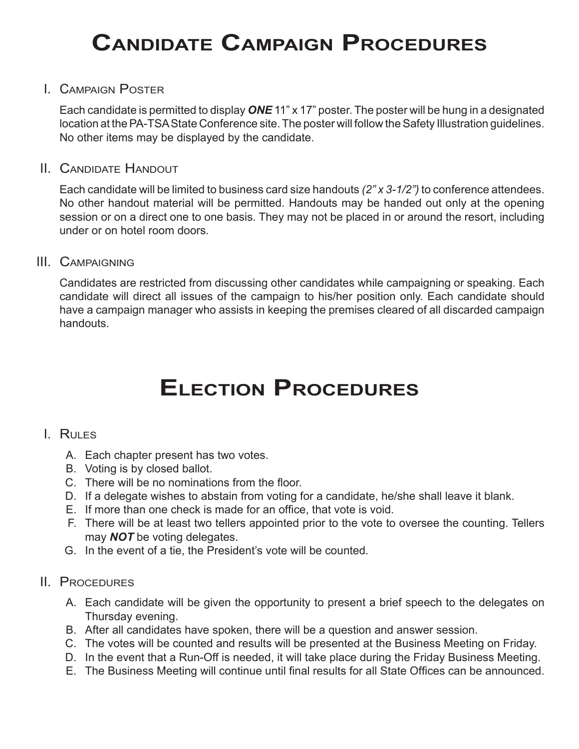# Candidate Campaign Procedures

## I. Campaign Poster

Each candidate is permitted to display ***ONE*** 11" x 17" poster. The poster will be hung in a designated location at the PA-TSA State Conference site. The poster will follow the Safety Illustration guidelines. No other items may be displayed by the candidate.

## II. Candidate Handout

Each candidate will be limited to business card size handouts *(2" x 3-1/2")* to conference attendees. No other handout material will be permitted. Handouts may be handed out only at the opening session or on a direct one to one basis. They may not be placed in or around the resort, including under or on hotel room doors.

## III. Campaigning

Candidates are restricted from discussing other candidates while campaigning or speaking. Each candidate will direct all issues of the campaign to his/her position only. Each candidate should have a campaign manager who assists in keeping the premises cleared of all discarded campaign handouts.

# Election Procedures

## I. Rules

A. Each chapter present has two votes.
B. Voting is by closed ballot.
C. There will be no nominations from the floor.
D. If a delegate wishes to abstain from voting for a candidate, he/she shall leave it blank.
E. If more than one check is made for an office, that vote is void.
F. There will be at least two tellers appointed prior to the vote to oversee the counting. Tellers may ***NOT*** be voting delegates.
G. In the event of a tie, the President's vote will be counted.

## II. Procedures

A. Each candidate will be given the opportunity to present a brief speech to the delegates on Thursday evening.
B. After all candidates have spoken, there will be a question and answer session.
C. The votes will be counted and results will be presented at the Business Meeting on Friday.
D. In the event that a Run-Off is needed, it will take place during the Friday Business Meeting.
E. The Business Meeting will continue until final results for all State Offices can be announced.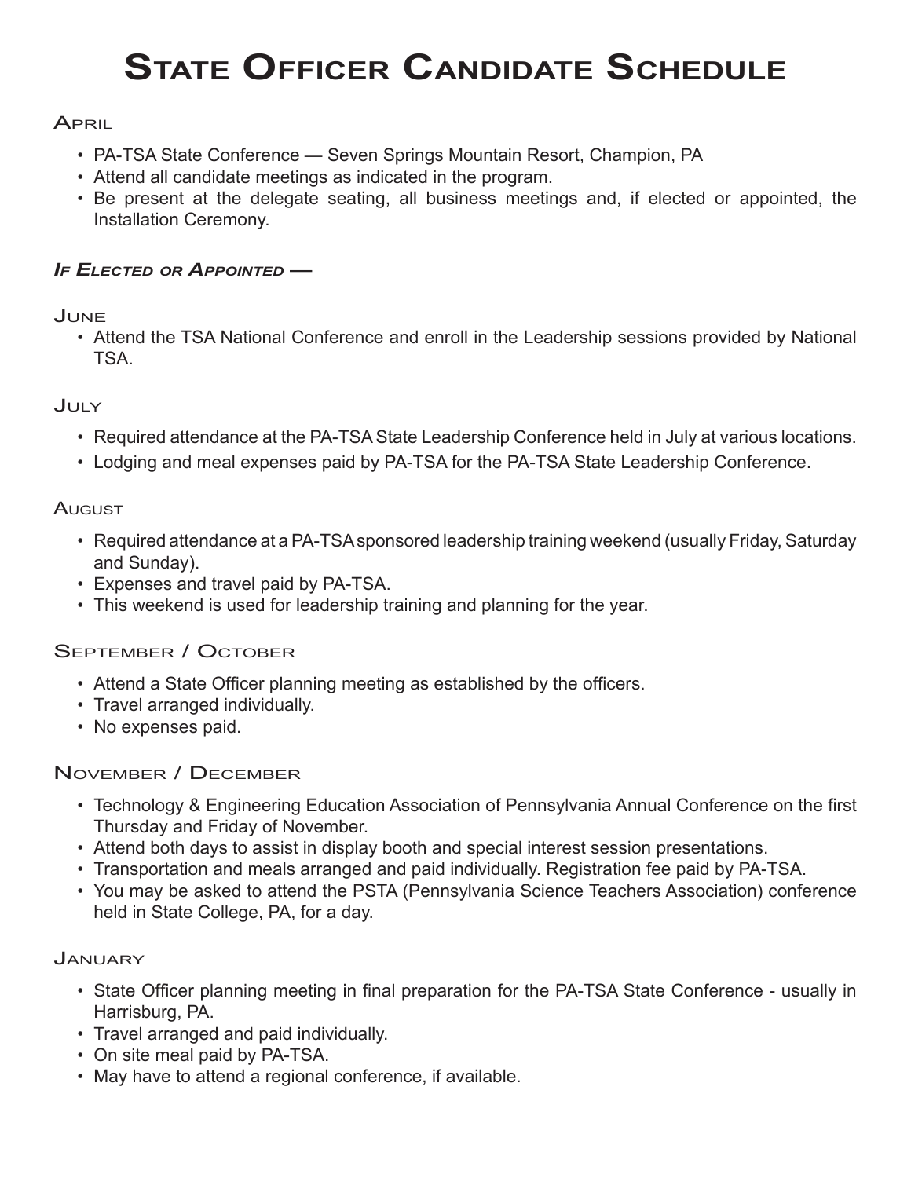# State Officer Candidate Schedule

## April

- PA-TSA State Conference — Seven Springs Mountain Resort, Champion, PA
- Attend all candidate meetings as indicated in the program.
- Be present at the delegate seating, all business meetings and, if elected or appointed, the Installation Ceremony.

### *If Elected or Appointed —*

## June

- Attend the TSA National Conference and enroll in the Leadership sessions provided by National TSA.

## July

- Required attendance at the PA-TSA State Leadership Conference held in July at various locations.
- Lodging and meal expenses paid by PA-TSA for the PA-TSA State Leadership Conference.

## August

- Required attendance at a PA-TSA sponsored leadership training weekend (usually Friday, Saturday and Sunday).
- Expenses and travel paid by PA-TSA.
- This weekend is used for leadership training and planning for the year.

## September / October

- Attend a State Officer planning meeting as established by the officers.
- Travel arranged individually.
- No expenses paid.

## November / December

- Technology & Engineering Education Association of Pennsylvania Annual Conference on the first Thursday and Friday of November.
- Attend both days to assist in display booth and special interest session presentations.
- Transportation and meals arranged and paid individually. Registration fee paid by PA-TSA.
- You may be asked to attend the PSTA (Pennsylvania Science Teachers Association) conference held in State College, PA, for a day.

## January

- State Officer planning meeting in final preparation for the PA-TSA State Conference - usually in Harrisburg, PA.
- Travel arranged and paid individually.
- On site meal paid by PA-TSA.
- May have to attend a regional conference, if available.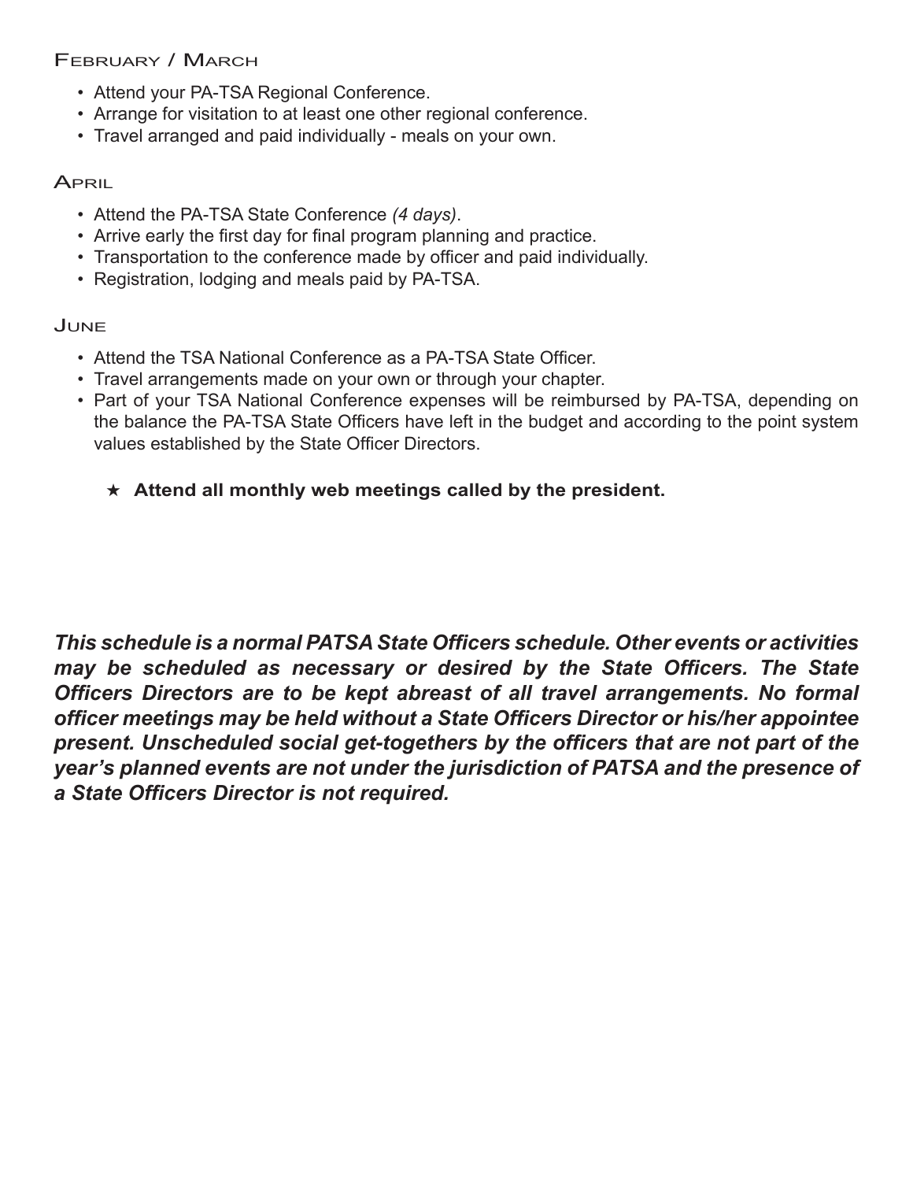### February / March

- Attend your PA-TSA Regional Conference.
- Arrange for visitation to at least one other regional conference.
- Travel arranged and paid individually - meals on your own.

### April

- Attend the PA-TSA State Conference *(4 days)*.
- Arrive early the first day for final program planning and practice.
- Transportation to the conference made by officer and paid individually.
- Registration, lodging and meals paid by PA-TSA.

### June

- Attend the TSA National Conference as a PA-TSA State Officer.
- Travel arrangements made on your own or through your chapter.
- Part of your TSA National Conference expenses will be reimbursed by PA-TSA, depending on the balance the PA-TSA State Officers have left in the budget and according to the point system values established by the State Officer Directors.

★ **Attend all monthly web meetings called by the president.**

***This schedule is a normal PATSA State Officers schedule. Other events or activities may be scheduled as necessary or desired by the State Officers. The State Officers Directors are to be kept abreast of all travel arrangements. No formal officer meetings may be held without a State Officers Director or his/her appointee present. Unscheduled social get-togethers by the officers that are not part of the year's planned events are not under the jurisdiction of PATSA and the presence of a State Officers Director is not required.***